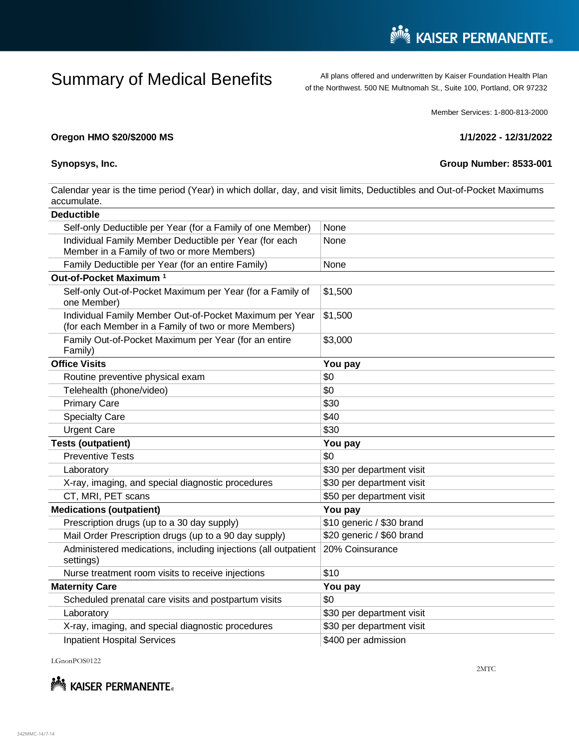# Summary of Medical Benefits

All plans offered and underwritten by Kaiser Foundation Health Plan of the Northwest. 500 NE Multnomah St., Suite 100, Portland, OR 97232

Member Services: 1-800-813-2000

**Oregon HMO $20/$2000 MS** **1/1/2022 - 12/31/2022**

**Synopsys, Inc.** **Group Number: 8533-001**

Calendar year is the time period (Year) in which dollar, day, and visit limits, Deductibles and Out-of-Pocket Maximums accumulate.

| **Deductible** | |
|---|---|
| Self-only Deductible per Year (for a Family of one Member) | None |
| Individual Family Member Deductible per Year (for each Member in a Family of two or more Members) | None |
| Family Deductible per Year (for an entire Family) | None |
| **Out-of-Pocket Maximum [1]** | |
| Self-only Out-of-Pocket Maximum per Year (for a Family of one Member) | $1,500 |
| Individual Family Member Out-of-Pocket Maximum per Year (for each Member in a Family of two or more Members) | $1,500 |
| Family Out-of-Pocket Maximum per Year (for an entire Family) | $3,000 |
| **Office Visits** | **You pay** |
| Routine preventive physical exam | $0 |
| Telehealth (phone/video) | $0 |
| Primary Care | $30 |
| Specialty Care | $40 |
| Urgent Care | $30 |
| **Tests (outpatient)** | **You pay** |
| Preventive Tests | $0 |
| Laboratory | $30 per department visit |
| X-ray, imaging, and special diagnostic procedures | $30 per department visit |
| CT, MRI, PET scans | $50 per department visit |
| **Medications (outpatient)** | **You pay** |
| Prescription drugs (up to a 30 day supply) | $10 generic / $30 brand |
| Mail Order Prescription drugs (up to a 90 day supply) | $20 generic / $60 brand |
| Administered medications, including injections (all outpatient settings) | 20% Coinsurance |
| Nurse treatment room visits to receive injections | $10 |
| **Maternity Care** | **You pay** |
| Scheduled prenatal care visits and postpartum visits | $0 |
| Laboratory | $30 per department visit |
| X-ray, imaging, and special diagnostic procedures | $30 per department visit |
| Inpatient Hospital Services | $400 per admission |

LGnonPOS0122

2MTC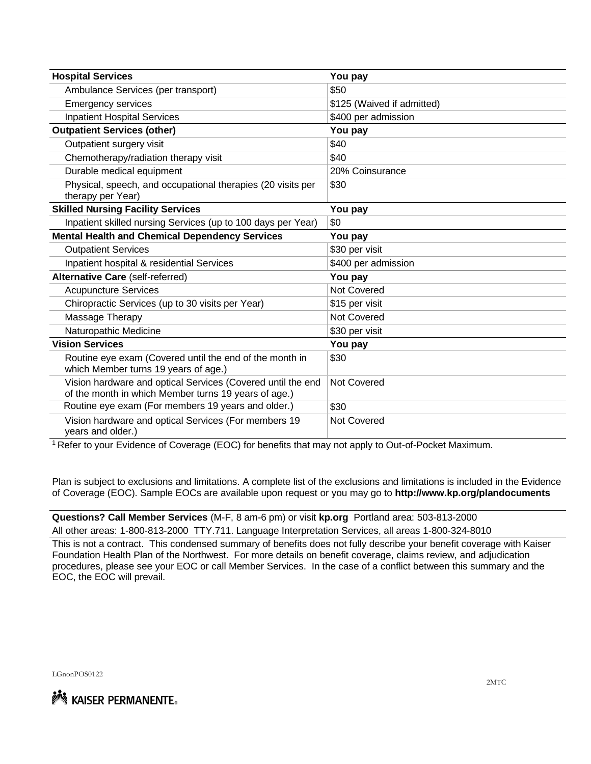| Hospital Services | You pay |
|---|---|
| Ambulance Services (per transport) | $50 |
| Emergency services | $125 (Waived if admitted) |
| Inpatient Hospital Services | $400 per admission |
| **Outpatient Services (other)** | **You pay** |
| Outpatient surgery visit | $40 |
| Chemotherapy/radiation therapy visit | $40 |
| Durable medical equipment | 20% Coinsurance |
| Physical, speech, and occupational therapies (20 visits per therapy per Year) | $30 |
| **Skilled Nursing Facility Services** | **You pay** |
| Inpatient skilled nursing Services (up to 100 days per Year) | $0 |
| **Mental Health and Chemical Dependency Services** | **You pay** |
| Outpatient Services | $30 per visit |
| Inpatient hospital & residential Services | $400 per admission |
| **Alternative Care** (self-referred) | **You pay** |
| Acupuncture Services | Not Covered |
| Chiropractic Services (up to 30 visits per Year) | $15 per visit |
| Massage Therapy | Not Covered |
| Naturopathic Medicine | $30 per visit |
| **Vision Services** | **You pay** |
| Routine eye exam (Covered until the end of the month in which Member turns 19 years of age.) | $30 |
| Vision hardware and optical Services (Covered until the end of the month in which Member turns 19 years of age.) | Not Covered |
| Routine eye exam (For members 19 years and older.) | $30 |
| Vision hardware and optical Services (For members 19 years and older.) | Not Covered |

[1] Refer to your Evidence of Coverage (EOC) for benefits that may not apply to Out-of-Pocket Maximum.

Plan is subject to exclusions and limitations. A complete list of the exclusions and limitations is included in the Evidence of Coverage (EOC). Sample EOCs are available upon request or you may go to **http://www.kp.org/plandocuments**

**Questions? Call Member Services** (M-F, 8 am-6 pm) or visit **kp.org** Portland area: 503-813-2000
All other areas: 1-800-813-2000 TTY.711. Language Interpretation Services, all areas 1-800-324-8010

This is not a contract. This condensed summary of benefits does not fully describe your benefit coverage with Kaiser Foundation Health Plan of the Northwest. For more details on benefit coverage, claims review, and adjudication procedures, please see your EOC or call Member Services. In the case of a conflict between this summary and the EOC, the EOC will prevail.

LGnonPOS0122

2MTC

KAISER PERMANENTE